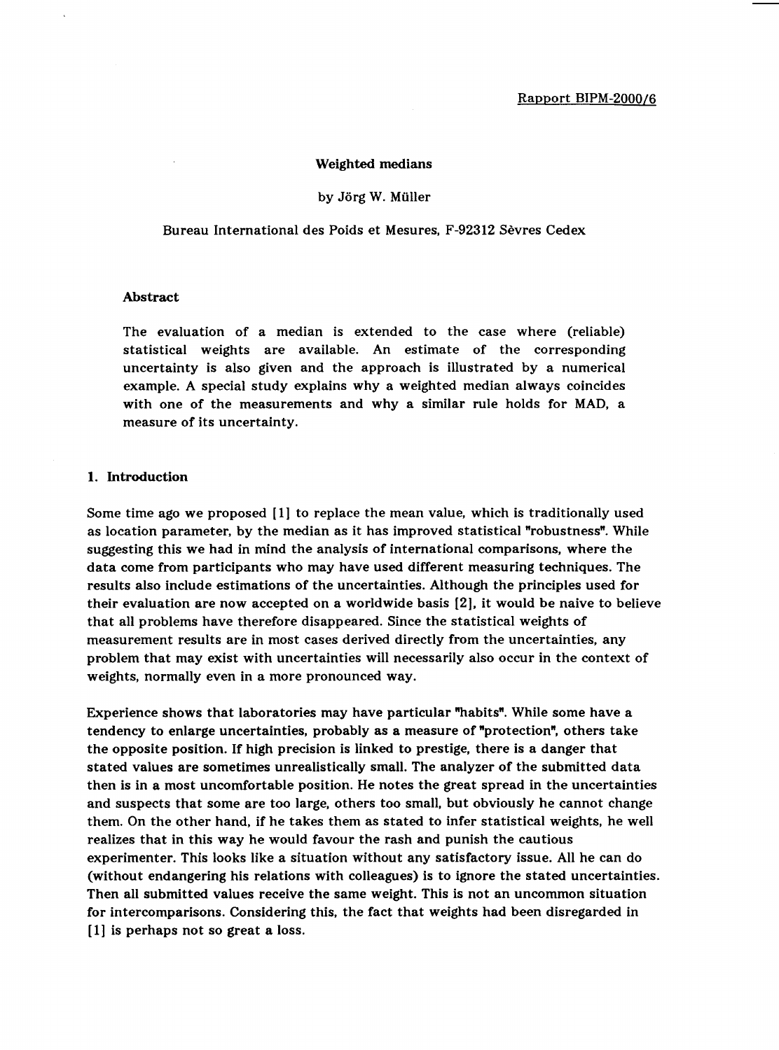Rapport BIPM-2000/6

# Weighted medians

by Jörg W. Müller

Bureau International des Poids et Mesures, F-92312 Sèvres Cedex

## Abstract

The evaluation of a median is extended to the case where (reliable) statistical weights are available. An estimate of the corresponding uncertainty is also given and the approach is illustrated by a numerical example. A special study explains why a weighted median always coincides with one of the measurements and why a similar rule holds for MAD, a measure of its uncertainty.

## 1. Introduction

Some time ago we proposed [1] to replace the mean value, which is traditionally used as location parameter, by the median as it has improved statistical "robustness". While suggesting this we had in mind the analysis of international comparisons, where the data come from participants who may have used different measuring techniques. The results also include estimations of the uncertainties. Although the principles used for their evaluation are now accepted on a worldwide basis [2], it would be naive to believe that all problems have therefore disappeared. Since the statistical weights of measurement results are in most cases derived directly from the uncertainties, any problem that may exist with uncertainties will necessarily also occur in the context of weights, normally even in a more pronounced way.

Experience shows that laboratories may have particular "habits". While some have a tendency to enlarge uncertainties, probably as a measure of "protection", others take the opposite position. If high precision is linked to prestige, there is a danger that stated values are sometimes unrealistically small. The analyzer of the submitted data then is in a most uncomfortable position. He notes the great spread in the uncertainties and suspects that some are too large, others too small, but obviously he cannot change them. On the other hand, if he takes them as stated to infer statistical weights, he well realizes that in this way he would favour the rash and punish the cautious experimenter. This looks like a situation without any satisfactory issue. All he can do (without endangering his relations with colleagues) is to ignore the stated uncertainties. Then all submitted values receive the same weight. This is not an uncommon situation for intercomparisons. Considering this, the fact that weights had been disregarded in [1] is perhaps not so great a loss.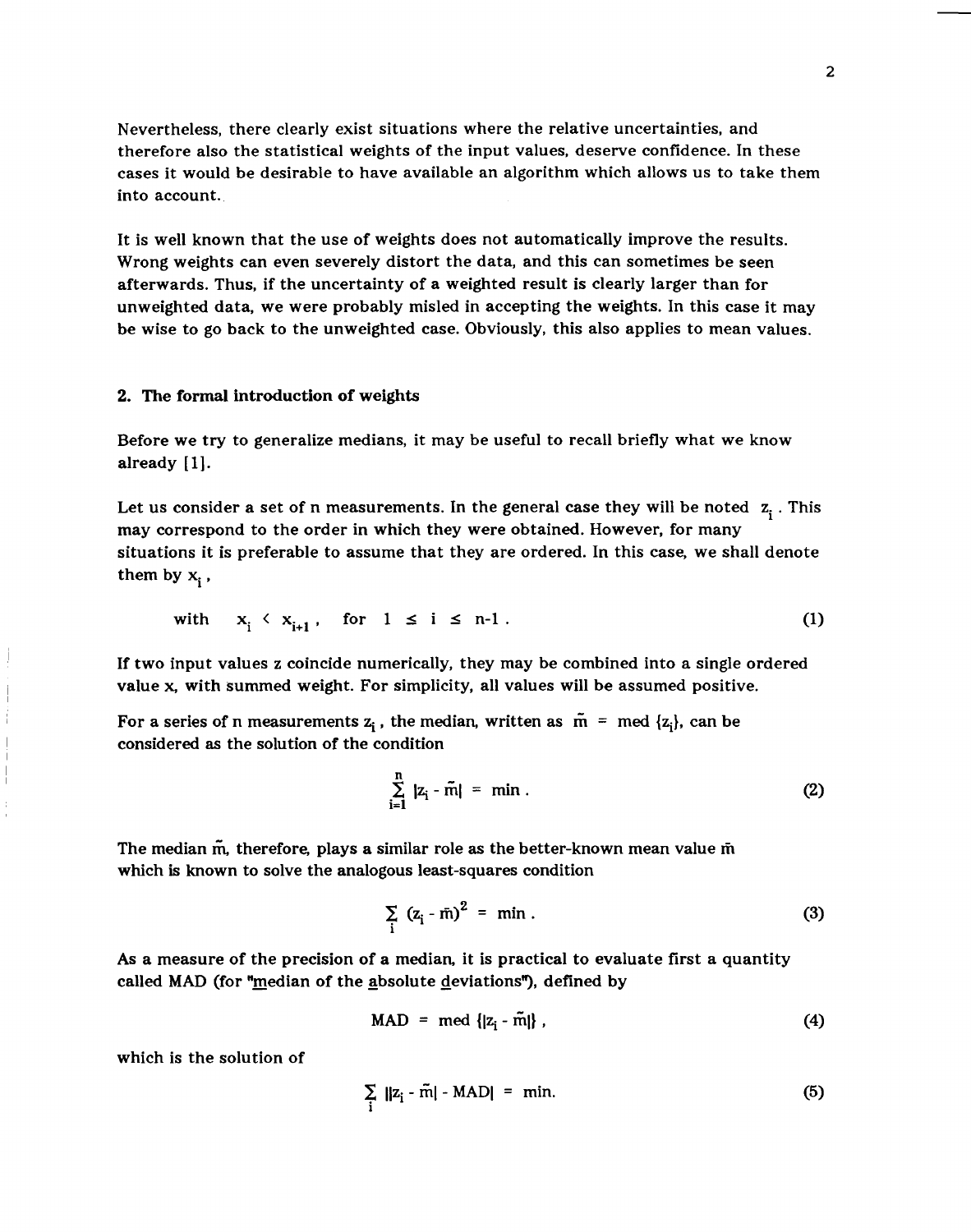Nevertheless, there clearly exist situations where the relative uncertainties, and therefore also the statistical weights of the input values, deserve confidence. In these cases it would be desirable to have available an algorithm which allows us to take them into account.

It is well known that the use of weights does not automatically improve the results. Wrong weights can even severely distort the data, and this can sometimes be seen afterwards. Thus, if the uncertainty of a weighted result is clearly larger than for unweighted data, we were probably misled in accepting the weights. In this case it may be wise to go back to the unweighted case. Obviously, this also applies to mean values.

## 2. The formal introduction of weights

Before we try to generalize medians, it may be useful to recall briefly what we know already [1].

Let us consider a set of n measurements. In the general case they will be noted $z_i$. This may correspond to the order in which they were obtained. However, for many situations it is preferable to assume that they are ordered. In this case, we shall denote them by $x_i$,

$$\text{with} \quad x_i < x_{i+1}, \quad \text{for} \quad 1 \leq i \leq n-1 . \tag{1}$$

If two input values z coincide numerically, they may be combined into a single ordered value x, with summed weight. For simplicity, all values will be assumed positive.

For a series of n measurements $z_i$, the median, written as $\tilde{m} = \text{med}\{z_i\}$, can be considered as the solution of the condition

$$\sum_{i=1}^{n} |z_i - \tilde{m}| = \min . \tag{2}$$

The median $\tilde{m}$, therefore, plays a similar role as the better-known mean value $\bar{m}$ which is known to solve the analogous least-squares condition

$$\sum_{i} (z_i - \bar{m})^2 = \min . \tag{3}$$

As a measure of the precision of a median, it is practical to evaluate first a quantity called MAD (for "median of the absolute deviations"), defined by

$$\text{MAD} = \text{med}\{|z_i - \tilde{m}|\} , \tag{4}$$

which is the solution of

$$\sum_{i} ||z_i - \tilde{m}| - \text{MAD}| = \min. \tag{5}$$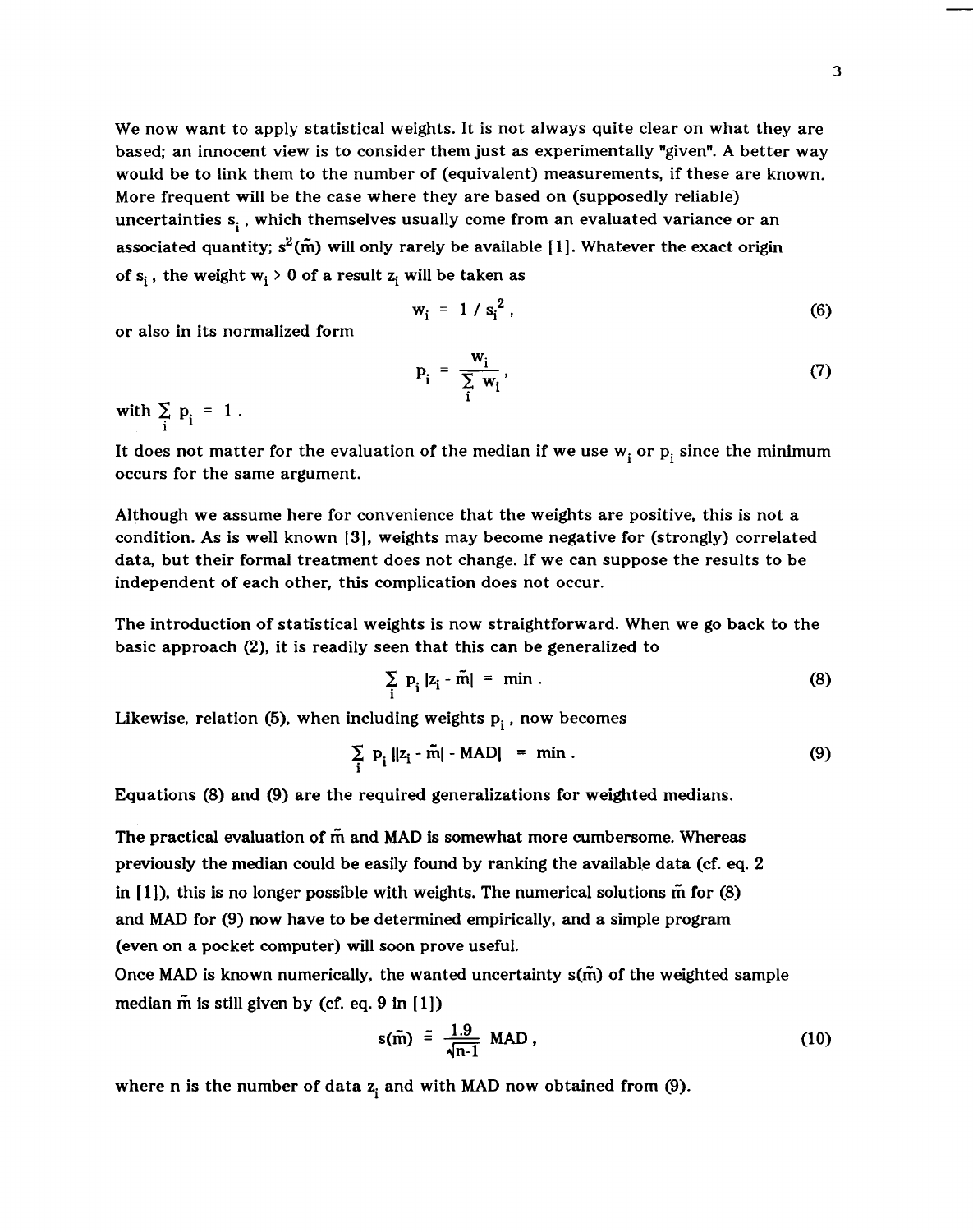We now want to apply statistical weights. It is not always quite clear on what they are based; an innocent view is to consider them just as experimentally "given". A better way would be to link them to the number of (equivalent) measurements, if these are known. More frequent will be the case where they are based on (supposedly reliable) uncertainties $s_i$, which themselves usually come from an evaluated variance or an associated quantity; $s^2(\tilde{m})$ will only rarely be available [1]. Whatever the exact origin of $s_i$, the weight $w_i > 0$ of a result $z_i$ will be taken as

$$w_i = 1 / s_i^2 , \tag{6}$$

or also in its normalized form

$$p_i = \frac{w_i}{\sum_i w_i} , \tag{7}$$

with $\sum_i p_i = 1$.

It does not matter for the evaluation of the median if we use $w_i$ or $p_i$ since the minimum occurs for the same argument.

Although we assume here for convenience that the weights are positive, this is not a condition. As is well known [3], weights may become negative for (strongly) correlated data, but their formal treatment does not change. If we can suppose the results to be independent of each other, this complication does not occur.

The introduction of statistical weights is now straightforward. When we go back to the basic approach (2), it is readily seen that this can be generalized to

$$\sum_i p_i \, |z_i - \tilde{m}| = \min . \tag{8}$$

Likewise, relation (5), when including weights $p_i$, now becomes

$$\sum_i p_i \, \big| |z_i - \tilde{m}| - \mathrm{MAD} \big| = \min . \tag{9}$$

Equations (8) and (9) are the required generalizations for weighted medians.

The practical evaluation of $\tilde{m}$ and MAD is somewhat more cumbersome. Whereas previously the median could be easily found by ranking the available data (cf. eq. 2 in [1]), this is no longer possible with weights. The numerical solutions $\tilde{m}$ for (8) and MAD for (9) now have to be determined empirically, and a simple program (even on a pocket computer) will soon prove useful.

Once MAD is known numerically, the wanted uncertainty $s(\tilde{m})$ of the weighted sample median $\tilde{m}$ is still given by (cf. eq. 9 in [1])

$$s(\tilde{m}) \cong \frac{1.9}{\sqrt{n-1}} \, \mathrm{MAD} , \tag{10}$$

where n is the number of data $z_i$ and with MAD now obtained from (9).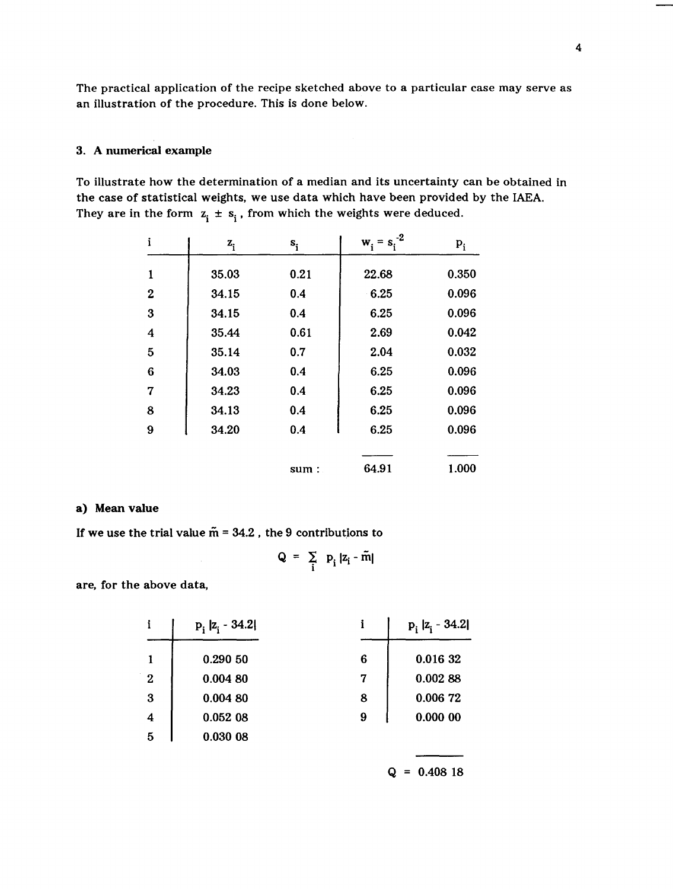The practical application of the recipe sketched above to a particular case may serve as an illustration of the procedure. This is done below.

## 3. A numerical example

To illustrate how the determination of a median and its uncertainty can be obtained in the case of statistical weights, we use data which have been provided by the IAEA. They are in the form $z_i \pm s_i$, from which the weights were deduced.

| $i$ | $z_i$ | $s_i$ | $w_i = s_i^{-2}$ | $p_i$ |
|---|---|---|---|---|
| 1 | 35.03 | 0.21 | 22.68 | 0.350 |
| 2 | 34.15 | 0.4 | 6.25 | 0.096 |
| 3 | 34.15 | 0.4 | 6.25 | 0.096 |
| 4 | 35.44 | 0.61 | 2.69 | 0.042 |
| 5 | 35.14 | 0.7 | 2.04 | 0.032 |
| 6 | 34.03 | 0.4 | 6.25 | 0.096 |
| 7 | 34.23 | 0.4 | 6.25 | 0.096 |
| 8 | 34.13 | 0.4 | 6.25 | 0.096 |
| 9 | 34.20 | 0.4 | 6.25 | 0.096 |
| | | sum : | 64.91 | 1.000 |

### a) Mean value

If we use the trial value $\tilde{m} = 34.2$, the 9 contributions to

$$Q = \sum_i p_i |z_i - \tilde{m}|$$

are, for the above data,

| $i$ | $p_i \lvert z_i - 34.2 \rvert$ | $i$ | $p_i \lvert z_i - 34.2 \rvert$ |
|---|---|---|---|
| 1 | 0.290 50 | 6 | 0.016 32 |
| 2 | 0.004 80 | 7 | 0.002 88 |
| 3 | 0.004 80 | 8 | 0.006 72 |
| 4 | 0.052 08 | 9 | 0.000 00 |
| 5 | 0.030 08 | | |

$Q = 0.408\ 18$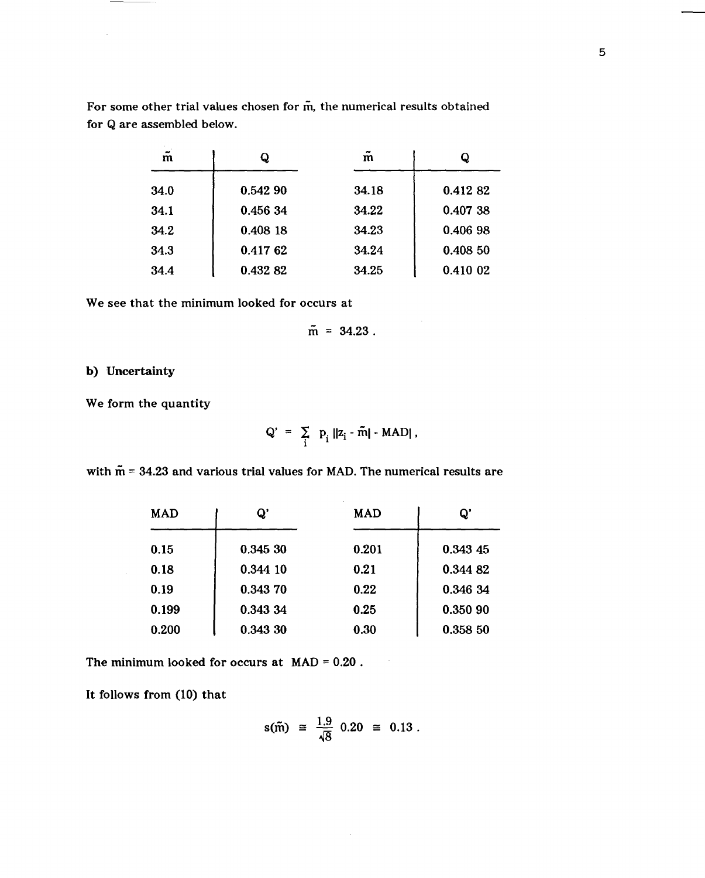For some other trial values chosen for $\tilde{m}$, the numerical results obtained for Q are assembled below.

| $\tilde{m}$ | Q | $\tilde{m}$ | Q |
|---|---|---|---|
| 34.0 | 0.542 90 | 34.18 | 0.412 82 |
| 34.1 | 0.456 34 | 34.22 | 0.407 38 |
| 34.2 | 0.408 18 | 34.23 | 0.406 98 |
| 34.3 | 0.417 62 | 34.24 | 0.408 50 |
| 34.4 | 0.432 82 | 34.25 | 0.410 02 |

We see that the minimum looked for occurs at

$$\tilde{m} = 34.23 .$$

**b) Uncertainty**

We form the quantity

$$Q' = \sum_i p_i \, ||z_i - \tilde{m}| - \text{MAD}| ,$$

with $\tilde{m} = 34.23$ and various trial values for MAD. The numerical results are

| MAD | Q' | MAD | Q' |
|---|---|---|---|
| 0.15 | 0.345 30 | 0.201 | 0.343 45 |
| 0.18 | 0.344 10 | 0.21 | 0.344 82 |
| 0.19 | 0.343 70 | 0.22 | 0.346 34 |
| 0.199 | 0.343 34 | 0.25 | 0.350 90 |
| 0.200 | 0.343 30 | 0.30 | 0.358 50 |

The minimum looked for occurs at MAD = 0.20 .

It follows from (10) that

$$s(\tilde{m}) \cong \frac{1.9}{\sqrt{8}} \, 0.20 \cong 0.13 .$$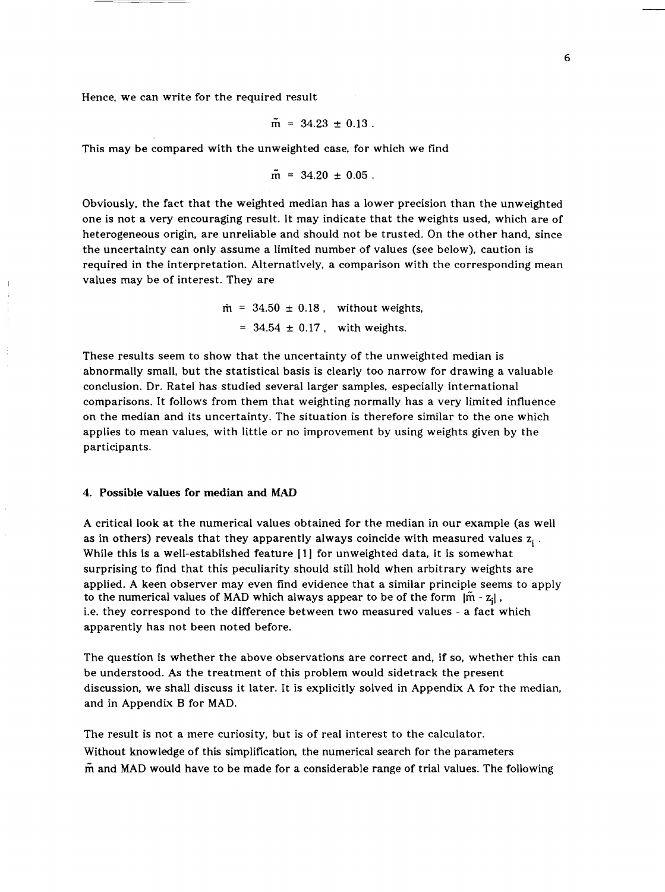Hence, we can write for the required result

$$\tilde{m} = 34.23 \pm 0.13 .$$

This may be compared with the unweighted case, for which we find

$$\tilde{m} = 34.20 \pm 0.05 .$$

Obviously, the fact that the weighted median has a lower precision than the unweighted one is not a very encouraging result. It may indicate that the weights used, which are of heterogeneous origin, are unreliable and should not be trusted. On the other hand, since the uncertainty can only assume a limited number of values (see below), caution is required in the interpretation. Alternatively, a comparison with the corresponding mean values may be of interest. They are

$$\begin{aligned} \bar{m} &= 34.50 \pm 0.18 , \quad \text{without weights,} \\ &= 34.54 \pm 0.17 , \quad \text{with weights.} \end{aligned}$$

These results seem to show that the uncertainty of the unweighted median is abnormally small, but the statistical basis is clearly too narrow for drawing a valuable conclusion. Dr. Ratel has studied several larger samples, especially international comparisons. It follows from them that weighting normally has a very limited influence on the median and its uncertainty. The situation is therefore similar to the one which applies to mean values, with little or no improvement by using weights given by the participants.

#### 4. Possible values for median and MAD

A critical look at the numerical values obtained for the median in our example (as well as in others) reveals that they apparently always coincide with measured values $z_i$. While this is a well-established feature [1] for unweighted data, it is somewhat surprising to find that this peculiarity should still hold when arbitrary weights are applied. A keen observer may even find evidence that a similar principle seems to apply to the numerical values of MAD which always appear to be of the form $|\tilde{m} - z_i|$, i.e. they correspond to the difference between two measured values - a fact which apparently has not been noted before.

The question is whether the above observations are correct and, if so, whether this can be understood. As the treatment of this problem would sidetrack the present discussion, we shall discuss it later. It is explicitly solved in Appendix A for the median, and in Appendix B for MAD.

The result is not a mere curiosity, but is of real interest to the calculator. Without knowledge of this simplification, the numerical search for the parameters $\tilde{m}$ and MAD would have to be made for a considerable range of trial values. The following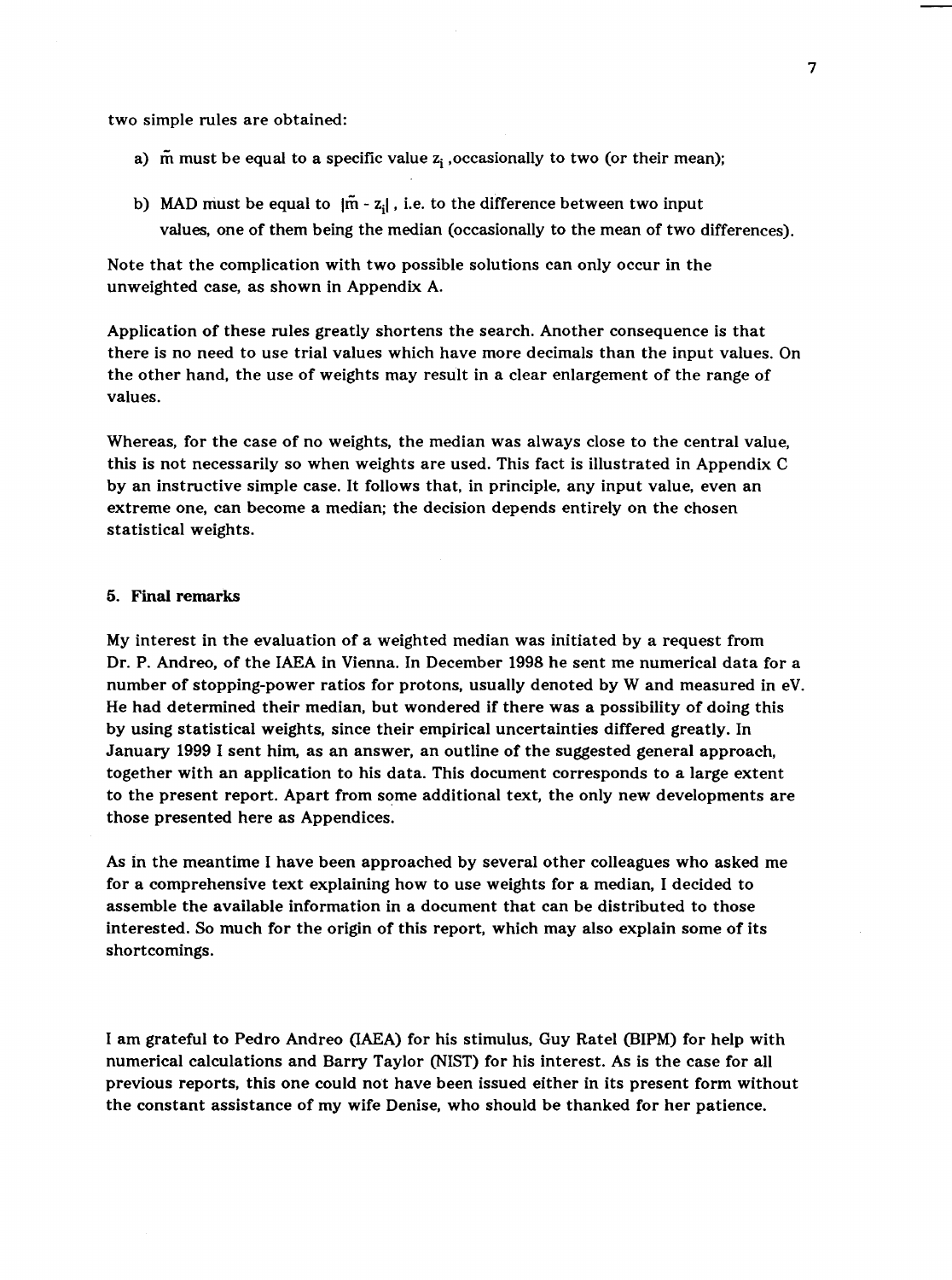two simple rules are obtained:

a) $\tilde{m}$ must be equal to a specific value $z_i$ ,occasionally to two (or their mean);

b) MAD must be equal to $|\tilde{m} - z_i|$ , i.e. to the difference between two input values, one of them being the median (occasionally to the mean of two differences).

Note that the complication with two possible solutions can only occur in the unweighted case, as shown in Appendix A.

Application of these rules greatly shortens the search. Another consequence is that there is no need to use trial values which have more decimals than the input values. On the other hand, the use of weights may result in a clear enlargement of the range of values.

Whereas, for the case of no weights, the median was always close to the central value, this is not necessarily so when weights are used. This fact is illustrated in Appendix C by an instructive simple case. It follows that, in principle, any input value, even an extreme one, can become a median; the decision depends entirely on the chosen statistical weights.

## 5. Final remarks

My interest in the evaluation of a weighted median was initiated by a request from Dr. P. Andreo, of the IAEA in Vienna. In December 1998 he sent me numerical data for a number of stopping-power ratios for protons, usually denoted by W and measured in eV. He had determined their median, but wondered if there was a possibility of doing this by using statistical weights, since their empirical uncertainties differed greatly. In January 1999 I sent him, as an answer, an outline of the suggested general approach, together with an application to his data. This document corresponds to a large extent to the present report. Apart from some additional text, the only new developments are those presented here as Appendices.

As in the meantime I have been approached by several other colleagues who asked me for a comprehensive text explaining how to use weights for a median, I decided to assemble the available information in a document that can be distributed to those interested. So much for the origin of this report, which may also explain some of its shortcomings.

I am grateful to Pedro Andreo (IAEA) for his stimulus, Guy Ratel (BIPM) for help with numerical calculations and Barry Taylor (NIST) for his interest. As is the case for all previous reports, this one could not have been issued either in its present form without the constant assistance of my wife Denise, who should be thanked for her patience.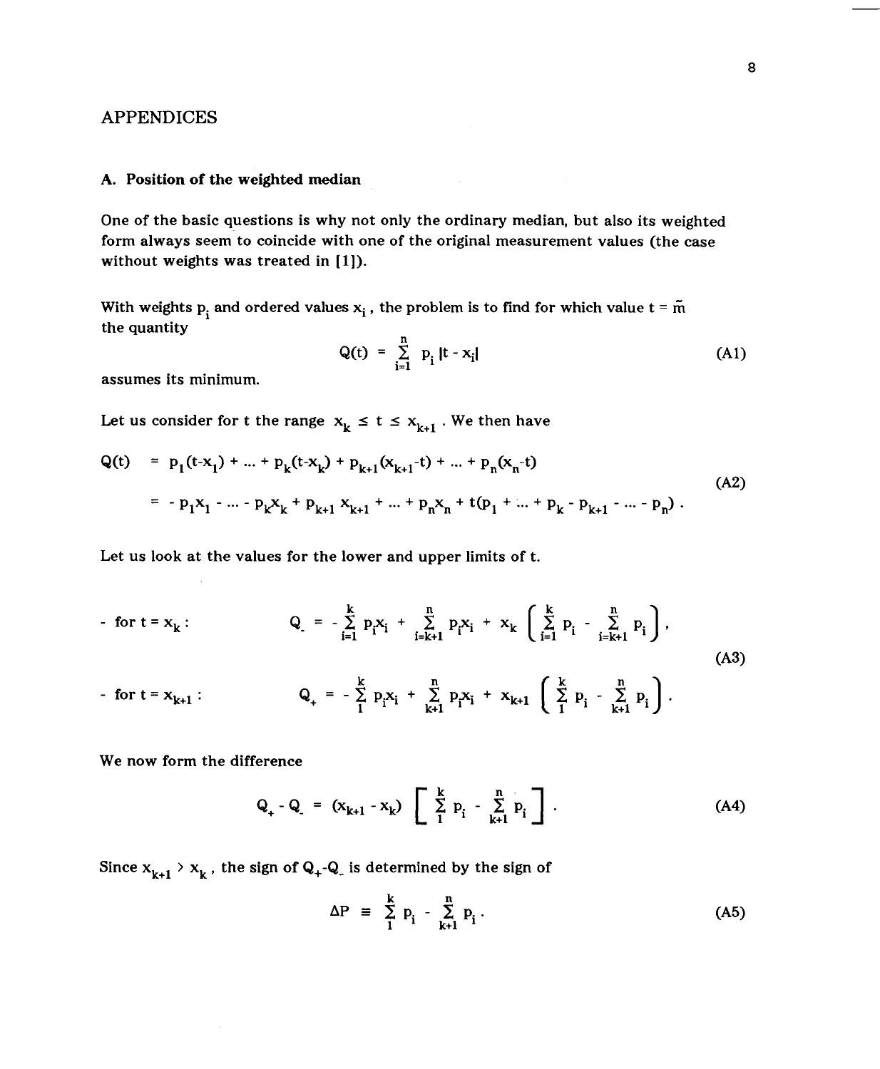# APPENDICES

## A. Position of the weighted median

One of the basic questions is why not only the ordinary median, but also its weighted form always seem to coincide with one of the original measurement values (the case without weights was treated in [1]).

With weights $p_i$ and ordered values $x_i$, the problem is to find for which value $t = \tilde{m}$ the quantity

$$Q(t) = \sum_{i=1}^{n} p_i \, |t - x_i| \tag{A1}$$

assumes its minimum.

Let us consider for t the range $x_k \leq t \leq x_{k+1}$. We then have

$$\begin{aligned} Q(t) &= p_1(t-x_1) + \ldots + p_k(t-x_k) + p_{k+1}(x_{k+1}-t) + \ldots + p_n(x_n-t) \\ &= - p_1 x_1 - \ldots - p_k x_k + p_{k+1} x_{k+1} + \ldots + p_n x_n + t(p_1 + \ldots + p_k - p_{k+1} - \ldots - p_n) \, . \end{aligned} \tag{A2}$$

Let us look at the values for the lower and upper limits of t.

$$\begin{aligned} &\text{- for } t = x_k: \qquad Q_- = - \sum_{i=1}^{k} p_i x_i + \sum_{i=k+1}^{n} p_i x_i + x_k \left( \sum_{i=1}^{k} p_i - \sum_{i=k+1}^{n} p_i \right), \\ &\text{- for } t = x_{k+1}: \qquad Q_+ = - \sum_{1}^{k} p_i x_i + \sum_{k+1}^{n} p_i x_i + x_{k+1} \left( \sum_{1}^{k} p_i - \sum_{k+1}^{n} p_i \right). \end{aligned} \tag{A3}$$

We now form the difference

$$Q_+ - Q_- = (x_{k+1} - x_k) \left[ \sum_{1}^{k} p_i - \sum_{k+1}^{n} p_i \right]. \tag{A4}$$

Since $x_{k+1} > x_k$, the sign of $Q_+ - Q_-$ is determined by the sign of

$$\Delta P \equiv \sum_{1}^{k} p_i - \sum_{k+1}^{n} p_i \, . \tag{A5}$$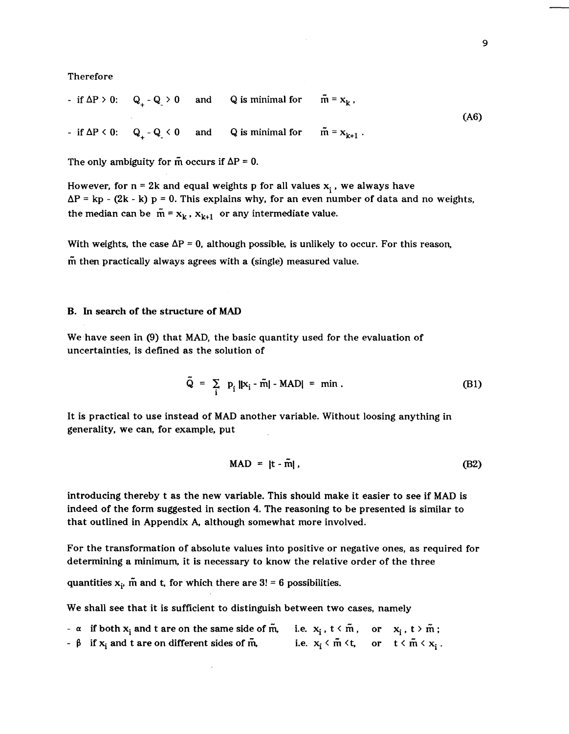Therefore

$$
\begin{aligned}
&\text{- if } \Delta P > 0: \quad Q_+ - Q_- > 0 \quad \text{and} \quad Q \text{ is minimal for} \quad \tilde{m} = x_k \,, \\
&\text{- if } \Delta P < 0: \quad Q_+ - Q_- < 0 \quad \text{and} \quad Q \text{ is minimal for} \quad \tilde{m} = x_{k+1} \,.
\end{aligned}
\tag{A6}
$$

The only ambiguity for $\tilde{m}$ occurs if $\Delta P = 0$.

However, for $n = 2k$ and equal weights p for all values $x_i$, we always have $\Delta P = kp - (2k - k)\,p = 0$. This explains why, for an even number of data and no weights, the median can be $\tilde{m} = x_k$, $x_{k+1}$ or any intermediate value.

With weights, the case $\Delta P = 0$, although possible, is unlikely to occur. For this reason, $\tilde{m}$ then practically always agrees with a (single) measured value.

## B. In search of the structure of MAD

We have seen in (9) that MAD, the basic quantity used for the evaluation of uncertainties, is defined as the solution of

$$
\tilde{Q} = \sum_i p_i \,\big|\,|x_i - \tilde{m}| - \text{MAD}\big| = \min \,. \tag{B1}
$$

It is practical to use instead of MAD another variable. Without loosing anything in generality, we can, for example, put

$$
\text{MAD} = |t - \tilde{m}| \,, \tag{B2}
$$

introducing thereby t as the new variable. This should make it easier to see if MAD is indeed of the form suggested in section 4. The reasoning to be presented is similar to that outlined in Appendix A, although somewhat more involved.

For the transformation of absolute values into positive or negative ones, as required for determining a minimum, it is necessary to know the relative order of the three quantities $x_i$, $\tilde{m}$ and t, for which there are $3! = 6$ possibilities.

We shall see that it is sufficient to distinguish between two cases, namely

- $\alpha$ if both $x_i$ and t are on the same side of $\tilde{m}$, i.e. $x_i, t < \tilde{m}$, or $x_i, t > \tilde{m}$ ;
- $\beta$ if $x_i$ and t are on different sides of $\tilde{m}$, i.e. $x_i < \tilde{m} < t$, or $t < \tilde{m} < x_i$ .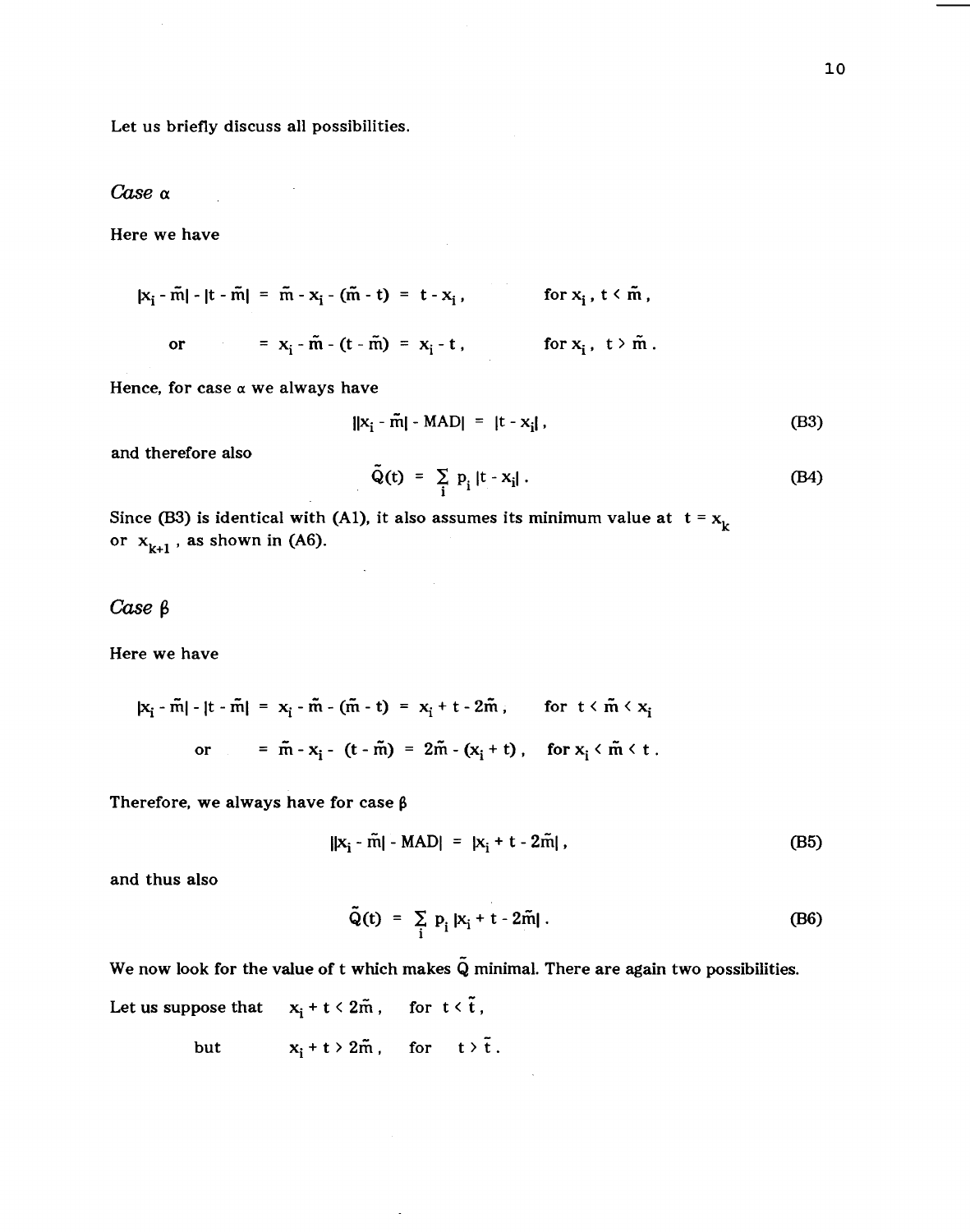Let us briefly discuss all possibilities.

### *Case α*

Here we have

$$|x_i - \tilde{m}| - |t - \tilde{m}| = \tilde{m} - x_i - (\tilde{m} - t) = t - x_i, \qquad \text{for } x_i,\ t < \tilde{m},$$

$$\text{or} \qquad = x_i - \tilde{m} - (t - \tilde{m}) = x_i - t, \qquad \text{for } x_i,\ t > \tilde{m}.$$

Hence, for case α we always have

$$||x_i - \tilde{m}| - \text{MAD}| = |t - x_i|, \tag{B3}$$

and therefore also

$$\tilde{Q}(t) = \sum_i p_i\,|t - x_i|. \tag{B4}$$

Since (B3) is identical with (A1), it also assumes its minimum value at $t = x_k$ or $x_{k+1}$, as shown in (A6).

### *Case β*

Here we have

$$|x_i - \tilde{m}| - |t - \tilde{m}| = x_i - \tilde{m} - (\tilde{m} - t) = x_i + t - 2\tilde{m}, \qquad \text{for } t < \tilde{m} < x_i$$

$$\text{or} \qquad = \tilde{m} - x_i - (t - \tilde{m}) = 2\tilde{m} - (x_i + t), \qquad \text{for } x_i < \tilde{m} < t.$$

Therefore, we always have for case β

$$||x_i - \tilde{m}| - \text{MAD}| = |x_i + t - 2\tilde{m}|, \tag{B5}$$

and thus also

$$\tilde{Q}(t) = \sum_i p_i\,|x_i + t - 2\tilde{m}|. \tag{B6}$$

We now look for the value of t which makes $\tilde{Q}$ minimal. There are again two possibilities.

Let us suppose that $\quad x_i + t < 2\tilde{m}, \quad \text{for } t < \tilde{t},$

but $\quad x_i + t > 2\tilde{m}, \quad \text{for } t > \tilde{t}.$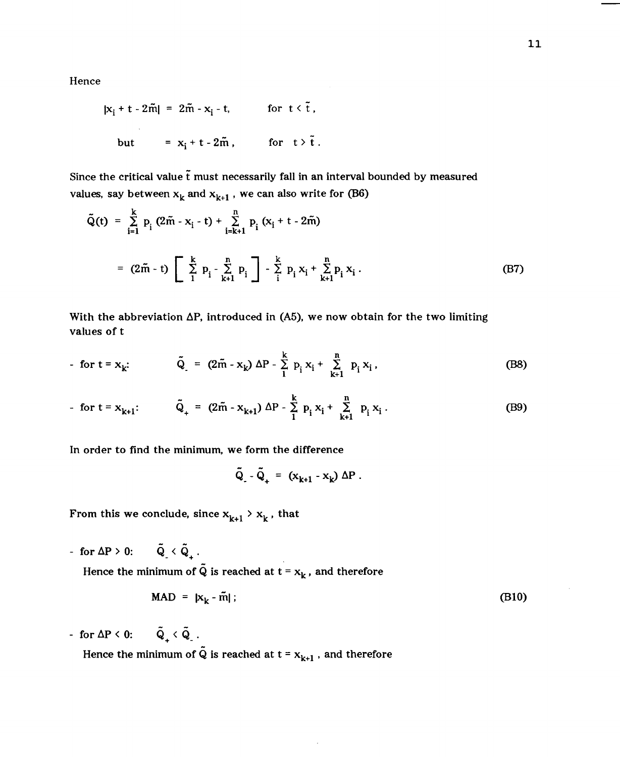Hence

$$|x_i + t - 2\tilde{m}| = 2\tilde{m} - x_i - t, \qquad \text{for } t < \tilde{t},$$

$$\text{but} \qquad = x_i + t - 2\tilde{m}, \qquad \text{for } t > \tilde{t}.$$

Since the critical value $\tilde{t}$ must necessarily fall in an interval bounded by measured values, say between $x_k$ and $x_{k+1}$, we can also write for (B6)

$$\tilde{Q}(t) = \sum_{i=1}^{k} p_i\,(2\tilde{m} - x_i - t) + \sum_{i=k+1}^{n} p_i\,(x_i + t - 2\tilde{m})$$

$$= (2\tilde{m} - t)\left[\sum_{1}^{k} p_i - \sum_{k+1}^{n} p_i\right] - \sum_{i}^{k} p_i\,x_i + \sum_{k+1}^{n} p_i\,x_i\,. \tag{B7}$$

With the abbreviation $\Delta P$, introduced in (A5), we now obtain for the two limiting values of t

- for $t = x_k$:

$$\tilde{Q}_- = (2\tilde{m} - x_k)\,\Delta P - \sum_{1}^{k} p_i\,x_i + \sum_{k+1}^{n} p_i\,x_i\,, \tag{B8}$$

- for $t = x_{k+1}$:

$$\tilde{Q}_+ = (2\tilde{m} - x_{k+1})\,\Delta P - \sum_{1}^{k} p_i\,x_i + \sum_{k+1}^{n} p_i\,x_i\,. \tag{B9}$$

In order to find the minimum, we form the difference

$$\tilde{Q}_- - \tilde{Q}_+ = (x_{k+1} - x_k)\,\Delta P\,.$$

From this we conclude, since $x_{k+1} > x_k$, that

- for $\Delta P > 0$: $\quad \tilde{Q}_- < \tilde{Q}_+$.

  Hence the minimum of $\tilde{Q}$ is reached at $t = x_k$, and therefore

$$\text{MAD} = |x_k - \tilde{m}|\,; \tag{B10}$$

- for $\Delta P < 0$: $\quad \tilde{Q}_+ < \tilde{Q}_-$.

  Hence the minimum of $\tilde{Q}$ is reached at $t = x_{k+1}$, and therefore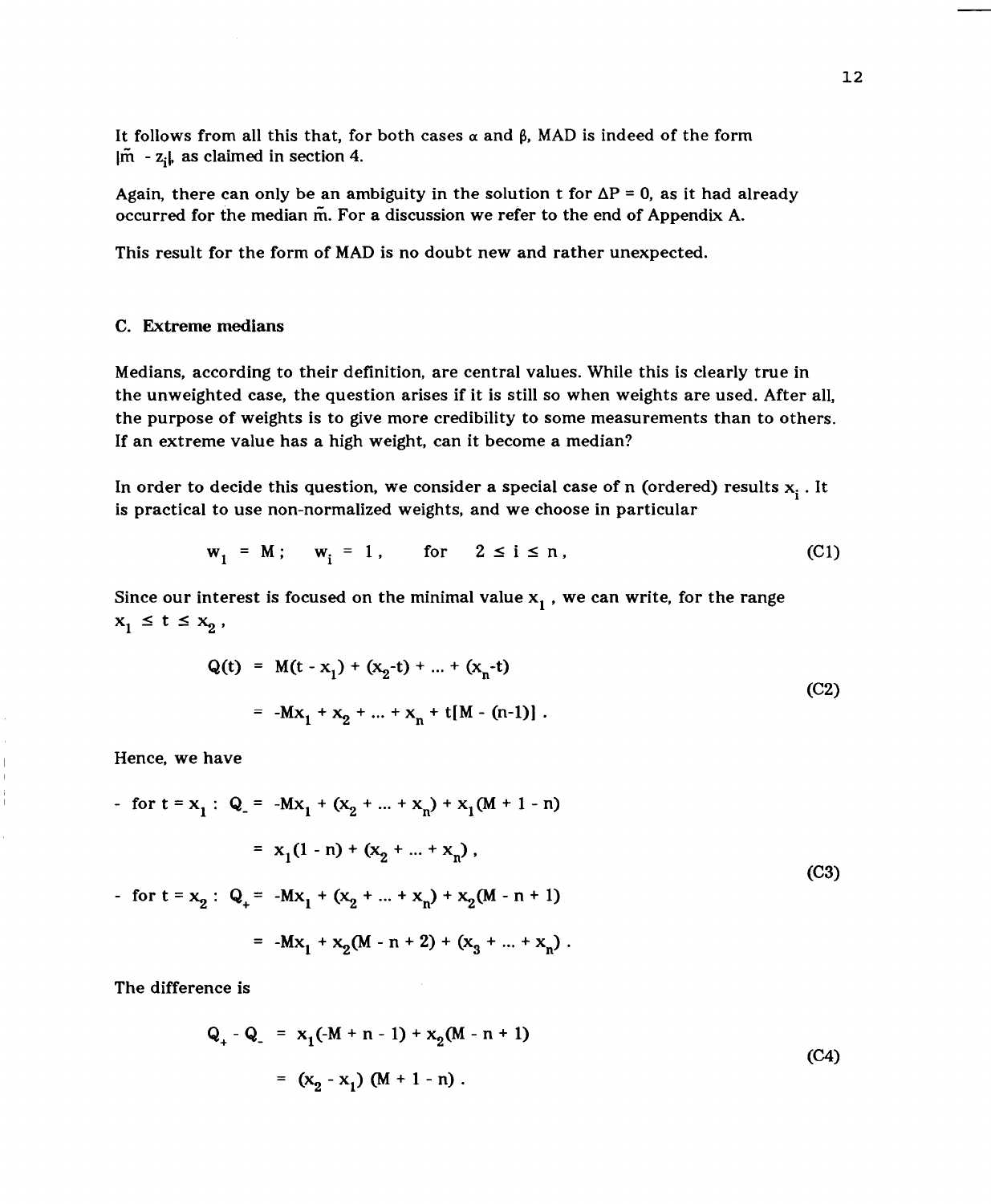It follows from all this that, for both cases $\alpha$ and $\beta$, MAD is indeed of the form $|\tilde{m} - z_i|$, as claimed in section 4.

Again, there can only be an ambiguity in the solution t for $\Delta P = 0$, as it had already occurred for the median $\tilde{m}$. For a discussion we refer to the end of Appendix A.

This result for the form of MAD is no doubt new and rather unexpected.

## C. Extreme medians

Medians, according to their definition, are central values. While this is clearly true in the unweighted case, the question arises if it is still so when weights are used. After all, the purpose of weights is to give more credibility to some measurements than to others. If an extreme value has a high weight, can it become a median?

In order to decide this question, we consider a special case of n (ordered) results $x_i$. It is practical to use non-normalized weights, and we choose in particular

$$w_1 = M; \quad w_i = 1, \quad \text{for} \quad 2 \le i \le n, \tag{C1}$$

Since our interest is focused on the minimal value $x_1$, we can write, for the range $x_1 \le t \le x_2$,

$$\begin{aligned} Q(t) &= M(t - x_1) + (x_2 - t) + \ldots + (x_n - t) \\ &= -Mx_1 + x_2 + \ldots + x_n + t[M - (n-1)] \,. \end{aligned} \tag{C2}$$

Hence, we have

$$\begin{aligned} &- \text{for } t = x_1 : \; Q_- = -Mx_1 + (x_2 + \ldots + x_n) + x_1(M + 1 - n) \\ &\qquad\qquad\qquad = x_1(1 - n) + (x_2 + \ldots + x_n) \,, \\ &- \text{for } t = x_2 : \; Q_+ = -Mx_1 + (x_2 + \ldots + x_n) + x_2(M - n + 1) \\ &\qquad\qquad\qquad = -Mx_1 + x_2(M - n + 2) + (x_3 + \ldots + x_n) \,. \end{aligned} \tag{C3}$$

The difference is

$$\begin{aligned} Q_+ - Q_- &= x_1(-M + n - 1) + x_2(M - n + 1) \\ &= (x_2 - x_1)(M + 1 - n) \,. \end{aligned} \tag{C4}$$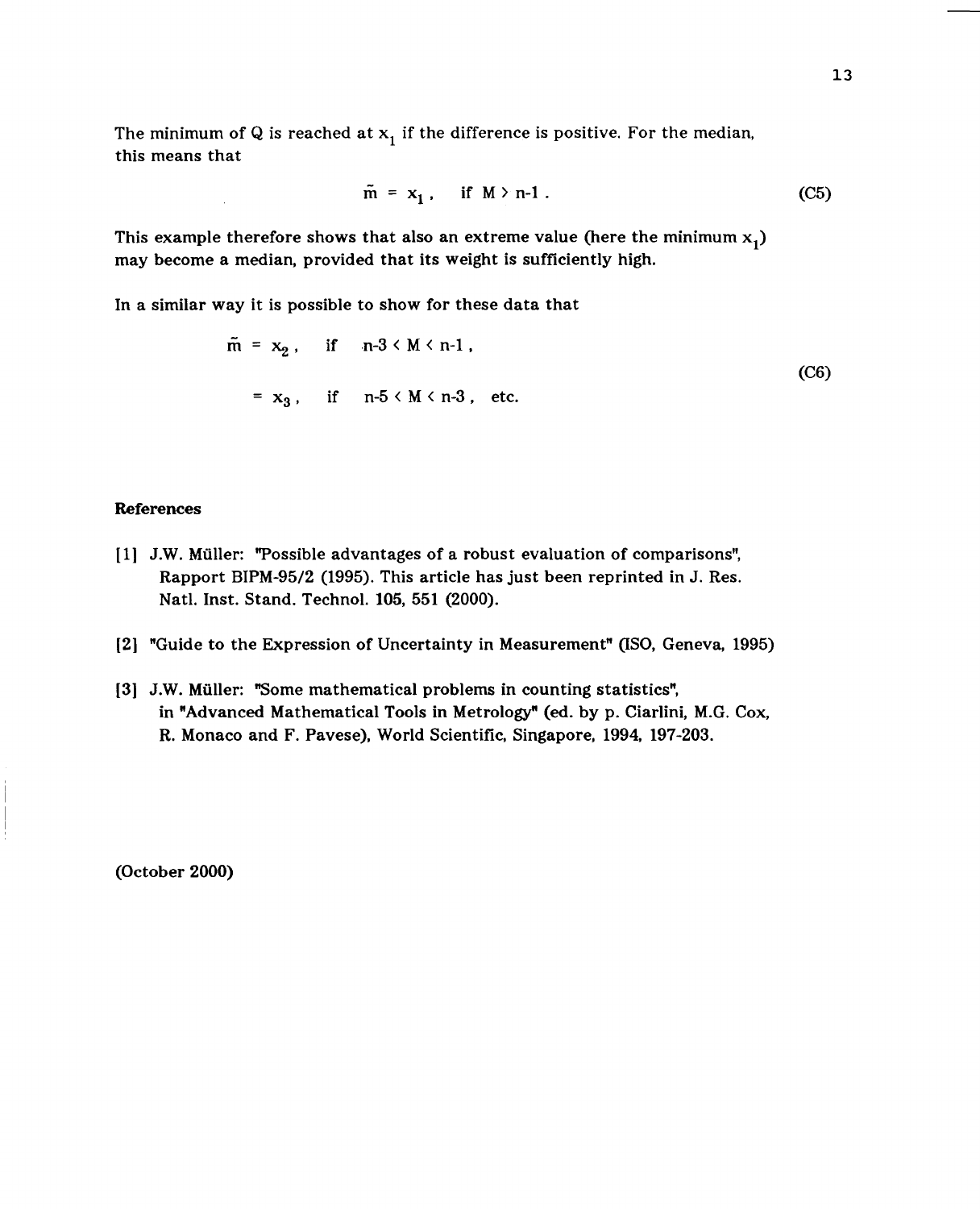The minimum of Q is reached at $x_1$ if the difference is positive. For the median, this means that

$$\tilde{m} = x_1 , \quad \text{if } M > n\text{-}1 . \tag{C5}$$

This example therefore shows that also an extreme value (here the minimum $x_1$) may become a median, provided that its weight is sufficiently high.

In a similar way it is possible to show for these data that

$$\begin{aligned} \tilde{m} &= x_2 , \quad \text{if} \quad n\text{-}3 < M < n\text{-}1 , \\ &= x_3 , \quad \text{if} \quad n\text{-}5 < M < n\text{-}3 , \quad \text{etc.} \end{aligned} \tag{C6}$$

**References**

[1] J.W. Müller: "Possible advantages of a robust evaluation of comparisons", Rapport BIPM-95/2 (1995). This article has just been reprinted in J. Res. Natl. Inst. Stand. Technol. **105**, 551 (2000).

[2] "Guide to the Expression of Uncertainty in Measurement" (ISO, Geneva, 1995)

[3] J.W. Müller: "Some mathematical problems in counting statistics", in "Advanced Mathematical Tools in Metrology" (ed. by p. Ciarlini, M.G. Cox, R. Monaco and F. Pavese), World Scientific, Singapore, 1994, 197-203.

(October 2000)